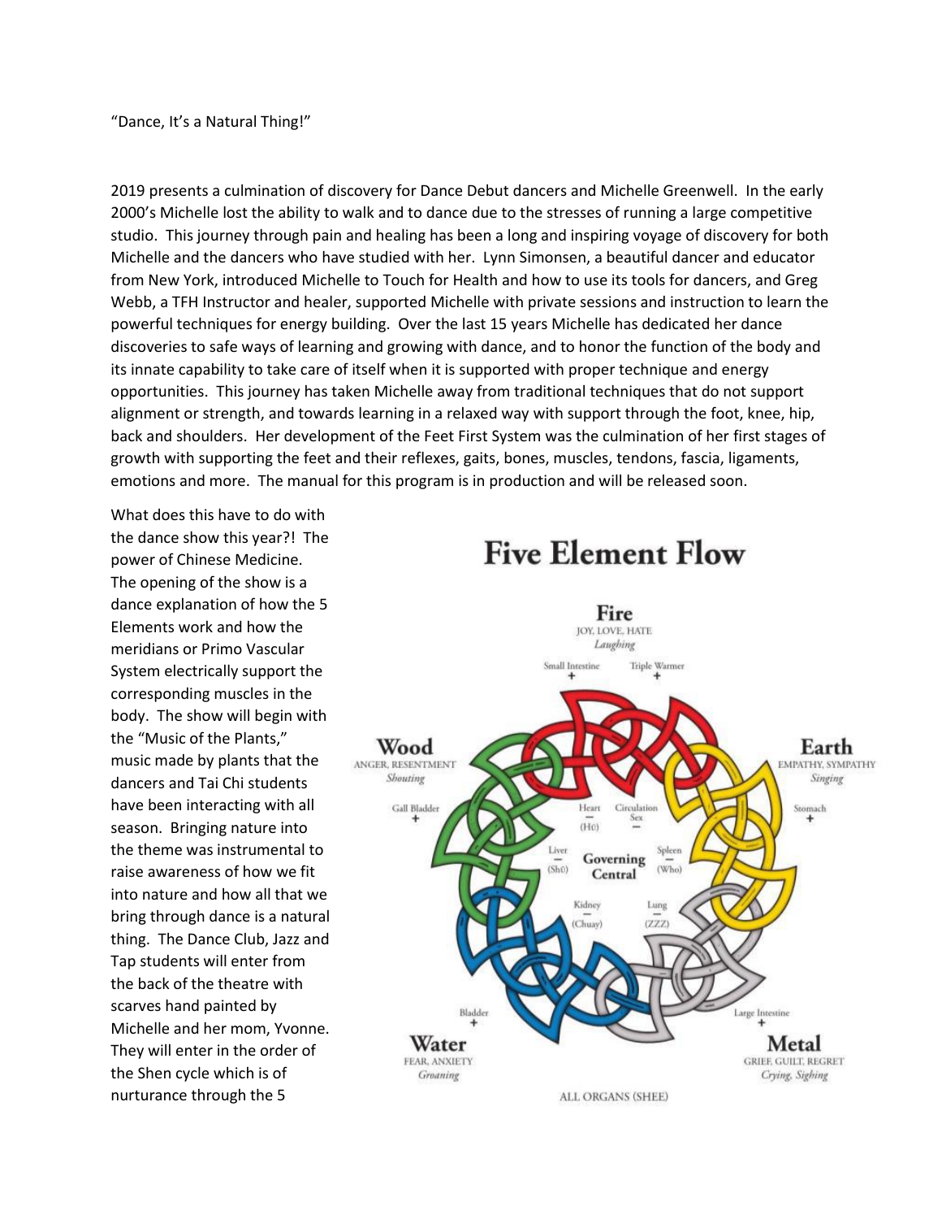"Dance, It's a Natural Thing!"

2019 presents a culmination of discovery for Dance Debut dancers and Michelle Greenwell. In the early 2000's Michelle lost the ability to walk and to dance due to the stresses of running a large competitive studio. This journey through pain and healing has been a long and inspiring voyage of discovery for both Michelle and the dancers who have studied with her. Lynn Simonsen, a beautiful dancer and educator from New York, introduced Michelle to Touch for Health and how to use its tools for dancers, and Greg Webb, a TFH Instructor and healer, supported Michelle with private sessions and instruction to learn the powerful techniques for energy building. Over the last 15 years Michelle has dedicated her dance discoveries to safe ways of learning and growing with dance, and to honor the function of the body and its innate capability to take care of itself when it is supported with proper technique and energy opportunities. This journey has taken Michelle away from traditional techniques that do not support alignment or strength, and towards learning in a relaxed way with support through the foot, knee, hip, back and shoulders. Her development of the Feet First System was the culmination of her first stages of growth with supporting the feet and their reflexes, gaits, bones, muscles, tendons, fascia, ligaments, emotions and more. The manual for this program is in production and will be released soon.

What does this have to do with the dance show this year?! The power of Chinese Medicine. The opening of the show is a dance explanation of how the 5 Elements work and how the meridians or Primo Vascular System electrically support the corresponding muscles in the body. The show will begin with the "Music of the Plants," music made by plants that the dancers and Tai Chi students have been interacting with all season. Bringing nature into the theme was instrumental to raise awareness of how we fit into nature and how all that we bring through dance is a natural thing. The Dance Club, Jazz and Tap students will enter from the back of the theatre with scarves hand painted by Michelle and her mom, Yvonne. They will enter in the order of the Shen cycle which is of nurturance through the 5

## Five Element Flow

**Fire** — JOY, LOVE, HATE — *Laughing* — Small Intestine +, Triple Warmer +, Heart − (Ho), Circulation Sex −

**Earth** — EMPATHY, SYMPATHY — *Singing* — Stomach +, Spleen − (Who)

**Metal** — GRIEF, GUILT, REGRET — *Crying, Sighing* — Large Intestine +, Lung − (ZZZ)

**Water** — FEAR, ANXIETY — *Groaning* — Bladder +, Kidney − (Chuay)

**Wood** — ANGER, RESENTMENT — *Shouting* — Gall Bladder +, Liver − (Sh0)

Governing Central

ALL ORGANS (SHEE)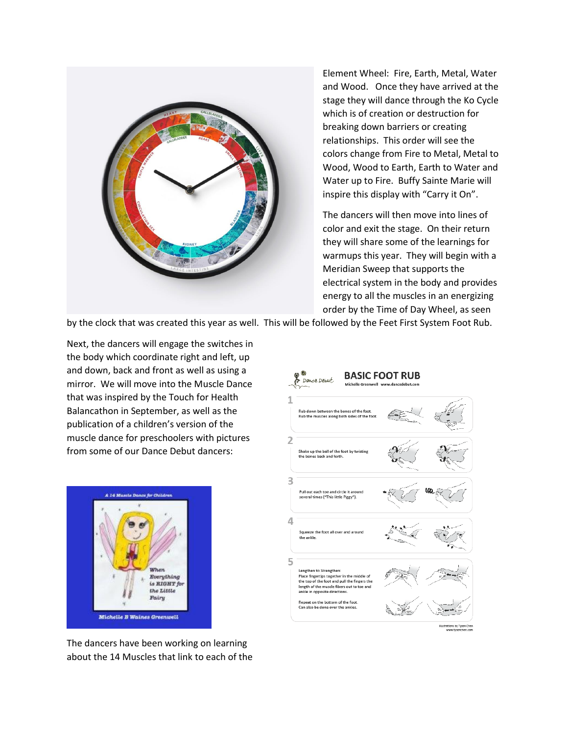Element Wheel: Fire, Earth, Metal, Water and Wood. Once they have arrived at the stage they will dance through the Ko Cycle which is of creation or destruction for breaking down barriers or creating relationships. This order will see the colors change from Fire to Metal, Metal to Wood, Wood to Earth, Earth to Water and Water up to Fire. Buffy Sainte Marie will inspire this display with "Carry it On".

The dancers will then move into lines of color and exit the stage. On their return they will share some of the learnings for warmups this year. They will begin with a Meridian Sweep that supports the electrical system in the body and provides energy to all the muscles in an energizing order by the Time of Day Wheel, as seen by the clock that was created this year as well. This will be followed by the Feet First System Foot Rub.

Next, the dancers will engage the switches in the body which coordinate right and left, up and down, back and front as well as using a mirror. We will move into the Muscle Dance that was inspired by the Touch for Health Balancathon in September, as well as the publication of a children's version of the muscle dance for preschoolers with pictures from some of our Dance Debut dancers:

The dancers have been working on learning about the 14 Muscles that link to each of the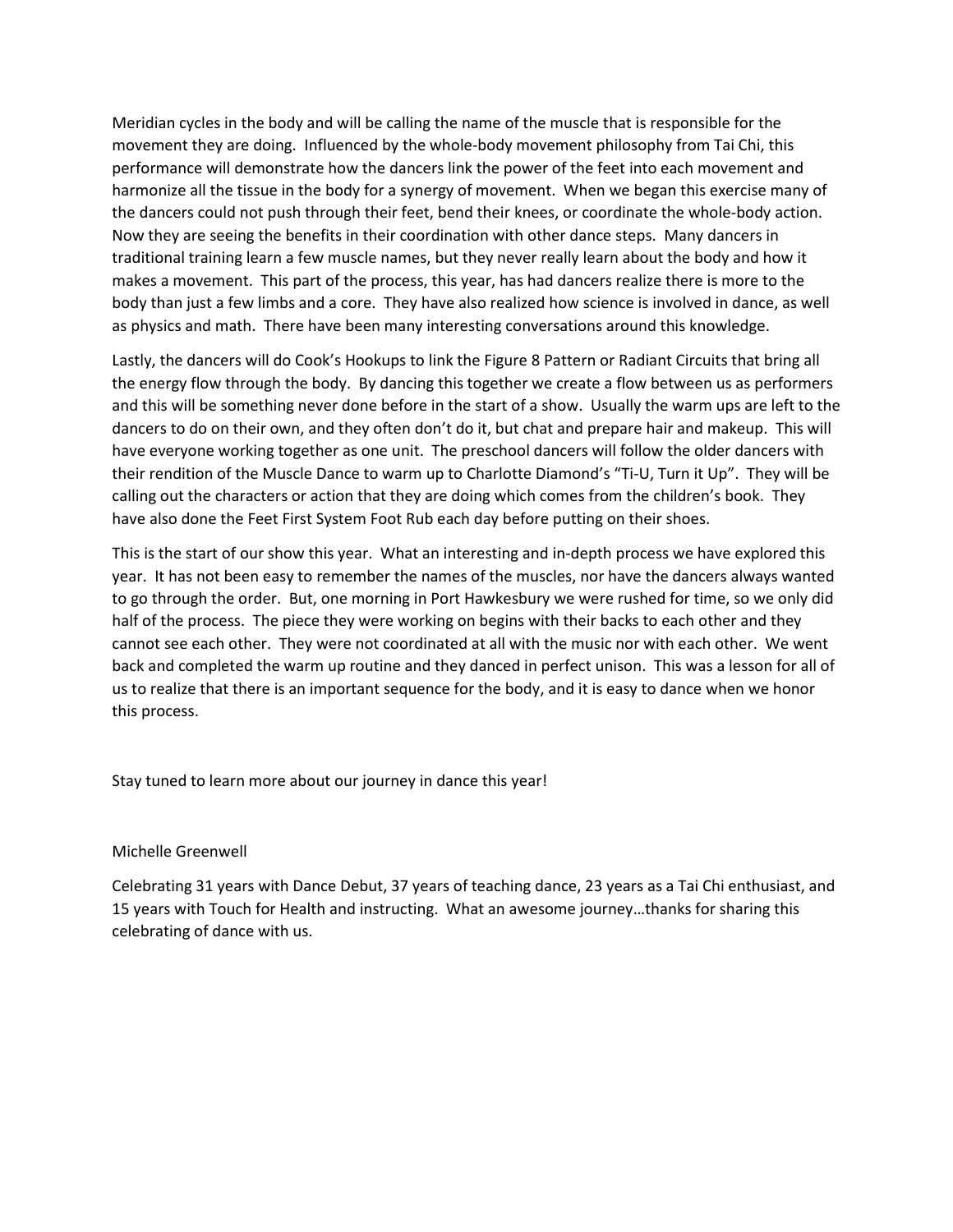Meridian cycles in the body and will be calling the name of the muscle that is responsible for the movement they are doing. Influenced by the whole-body movement philosophy from Tai Chi, this performance will demonstrate how the dancers link the power of the feet into each movement and harmonize all the tissue in the body for a synergy of movement. When we began this exercise many of the dancers could not push through their feet, bend their knees, or coordinate the whole-body action. Now they are seeing the benefits in their coordination with other dance steps. Many dancers in traditional training learn a few muscle names, but they never really learn about the body and how it makes a movement. This part of the process, this year, has had dancers realize there is more to the body than just a few limbs and a core. They have also realized how science is involved in dance, as well as physics and math. There have been many interesting conversations around this knowledge.

Lastly, the dancers will do Cook's Hookups to link the Figure 8 Pattern or Radiant Circuits that bring all the energy flow through the body. By dancing this together we create a flow between us as performers and this will be something never done before in the start of a show. Usually the warm ups are left to the dancers to do on their own, and they often don't do it, but chat and prepare hair and makeup. This will have everyone working together as one unit. The preschool dancers will follow the older dancers with their rendition of the Muscle Dance to warm up to Charlotte Diamond's "Ti-U, Turn it Up". They will be calling out the characters or action that they are doing which comes from the children's book. They have also done the Feet First System Foot Rub each day before putting on their shoes.

This is the start of our show this year. What an interesting and in-depth process we have explored this year. It has not been easy to remember the names of the muscles, nor have the dancers always wanted to go through the order. But, one morning in Port Hawkesbury we were rushed for time, so we only did half of the process. The piece they were working on begins with their backs to each other and they cannot see each other. They were not coordinated at all with the music nor with each other. We went back and completed the warm up routine and they danced in perfect unison. This was a lesson for all of us to realize that there is an important sequence for the body, and it is easy to dance when we honor this process.

Stay tuned to learn more about our journey in dance this year!

Michelle Greenwell

Celebrating 31 years with Dance Debut, 37 years of teaching dance, 23 years as a Tai Chi enthusiast, and 15 years with Touch for Health and instructing. What an awesome journey…thanks for sharing this celebrating of dance with us.